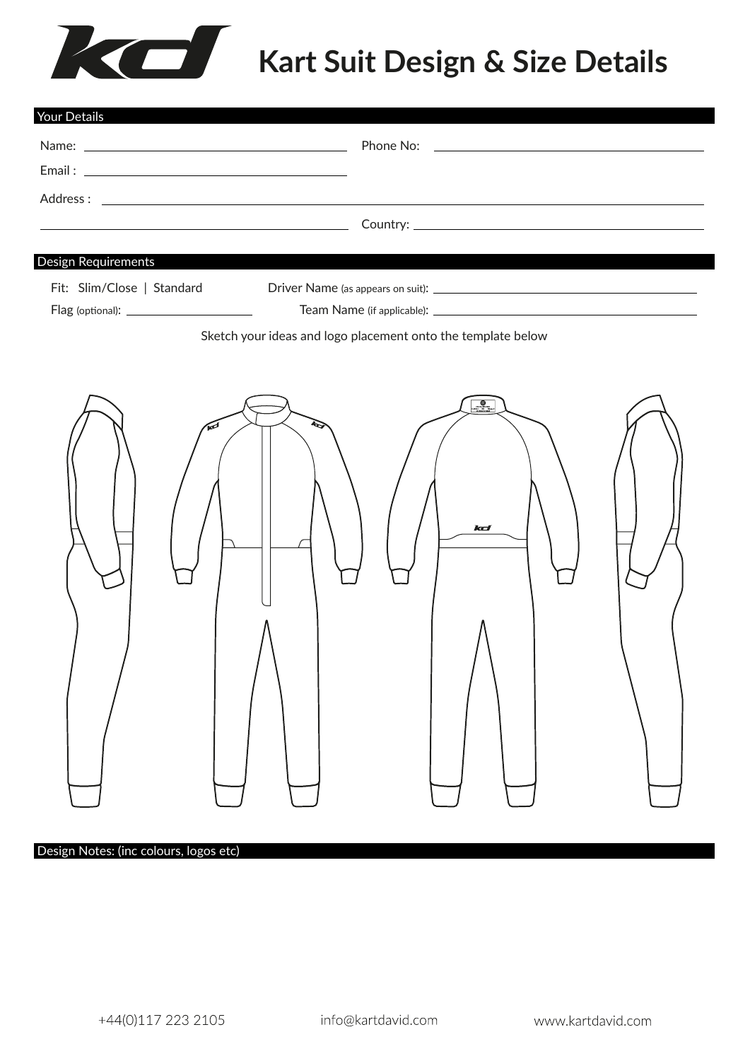# Kart Suit Design & Size Details

## Your Details

Name: ______________________ Phone No: ______________________

Email : ______________________

Address : ______________________

______________________ Country: ______________________

## Design Requirements

Fit: Slim/Close | Standard

Driver Name (as appears on suit): ______________________

Flag (optional): ______________________

Team Name (if applicable): ______________________

Sketch your ideas and logo placement onto the template below

## Design Notes: (inc colours, logos etc)

+44(0)117 223 2105 info@kartdavid.com www.kartdavid.com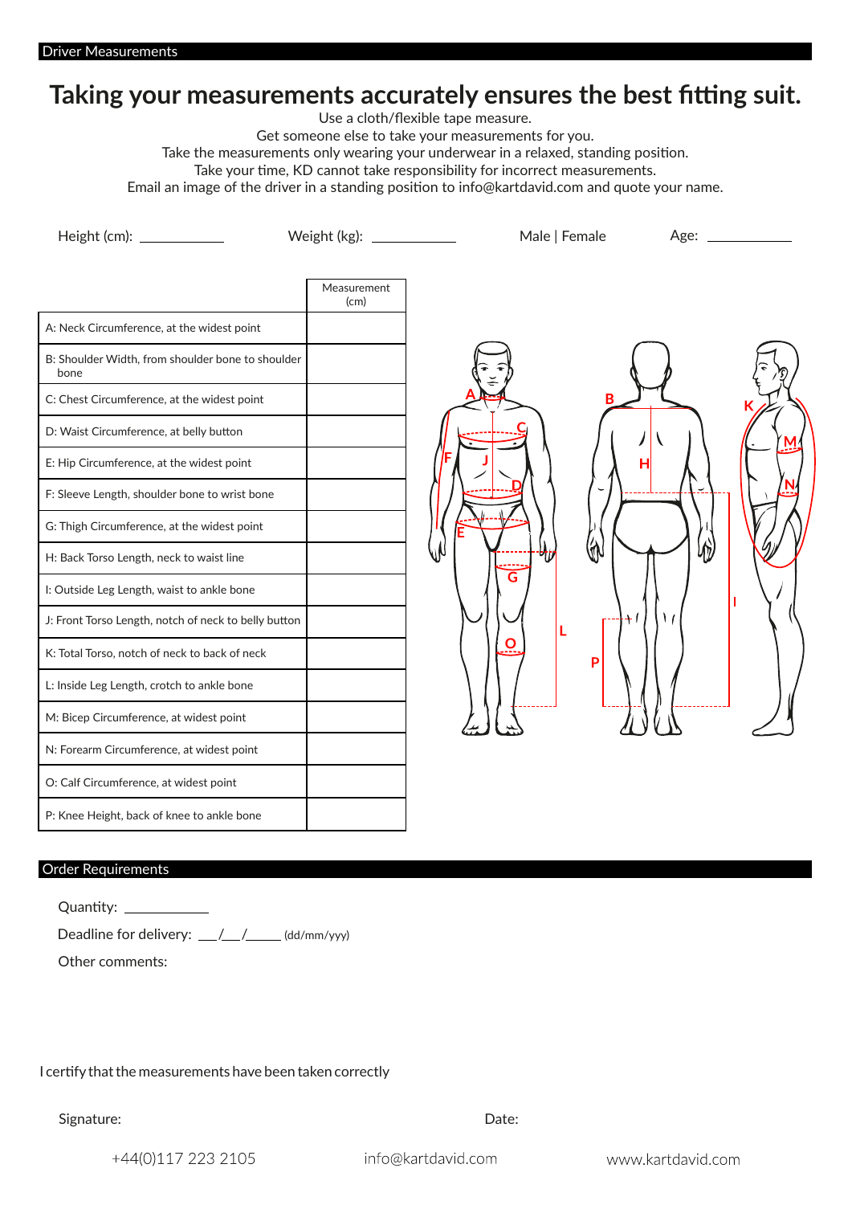## Driver Measurements

# Taking your measurements accurately ensures the best fitting suit.

Use a cloth/flexible tape measure.
Get someone else to take your measurements for you.
Take the measurements only wearing your underwear in a relaxed, standing position.
Take your time, KD cannot take responsibility for incorrect measurements.
Email an image of the driver in a standing position to info@kartdavid.com and quote your name.

Height (cm): ___________ Weight (kg): ___________ Male | Female Age: ___________

| | Measurement (cm) |
|---|---|
| A: Neck Circumference, at the widest point | |
| B: Shoulder Width, from shoulder bone to shoulder bone | |
| C: Chest Circumference, at the widest point | |
| D: Waist Circumference, at belly button | |
| E: Hip Circumference, at the widest point | |
| F: Sleeve Length, shoulder bone to wrist bone | |
| G: Thigh Circumference, at the widest point | |
| H: Back Torso Length, neck to waist line | |
| I: Outside Leg Length, waist to ankle bone | |
| J: Front Torso Length, notch of neck to belly button | |
| K: Total Torso, notch of neck to back of neck | |
| L: Inside Leg Length, crotch to ankle bone | |
| M: Bicep Circumference, at widest point | |
| N: Forearm Circumference, at widest point | |
| O: Calf Circumference, at widest point | |
| P: Knee Height, back of knee to ankle bone | |

A B C D E F G H I J K L M N O P

## Order Requirements

Quantity: ___________

Deadline for delivery: ___/___/_____ (dd/mm/yyy)

Other comments:

I certify that the measurements have been taken correctly

Signature: Date:

+44(0)117 223 2105 info@kartdavid.com www.kartdavid.com